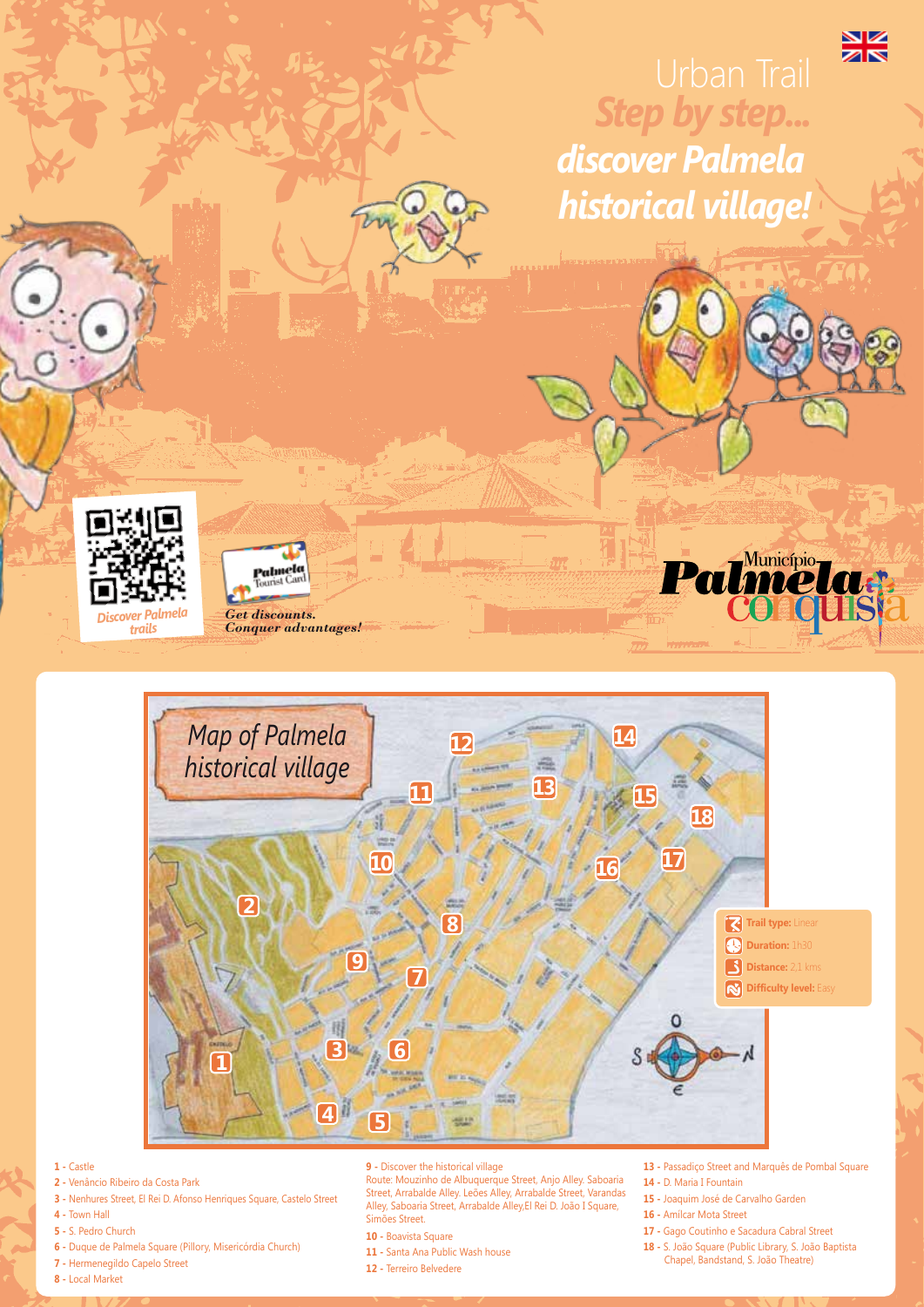# Urban Trail

## *Step by step... discover Palmela historical village!*

*Discover Palmela trails*

Palmela Tourist Card

***Get discounts. Conquer advantages!***

Município Palmela conquista

## *Map of Palmela historical village*

- **Trail type:** Linear
- **Duration:** 1h30
- **Distance:** 2,1 kms
- **Difficulty level:** Easy

1 - Castle

2 - Venâncio Ribeiro da Costa Park

3 - Nenhures Street, El Rei D. Afonso Henriques Square, Castelo Street

4 - Town Hall

5 - S. Pedro Church

6 - Duque de Palmela Square (Pillory, Misericórdia Church)

7 - Hermenegildo Capelo Street

8 - Local Market

9 - Discover the historical village
Route: Mouzinho de Albuquerque Street, Anjo Alley. Saboaria Street, Arrabalde Alley. Leões Alley, Arrabalde Street, Varandas Alley, Saboaria Street, Arrabalde Alley,El Rei D. João I Square, Simões Street.

10 - Boavista Square

11 - Santa Ana Public Wash house

12 - Terreiro Belvedere

13 - Passadiço Street and Marquês de Pombal Square

14 - D. Maria I Fountain

15 - Joaquim José de Carvalho Garden

16 - Amílcar Mota Street

17 - Gago Coutinho e Sacadura Cabral Street

18 - S. João Square (Public Library, S. João Baptista Chapel, Bandstand, S. João Theatre)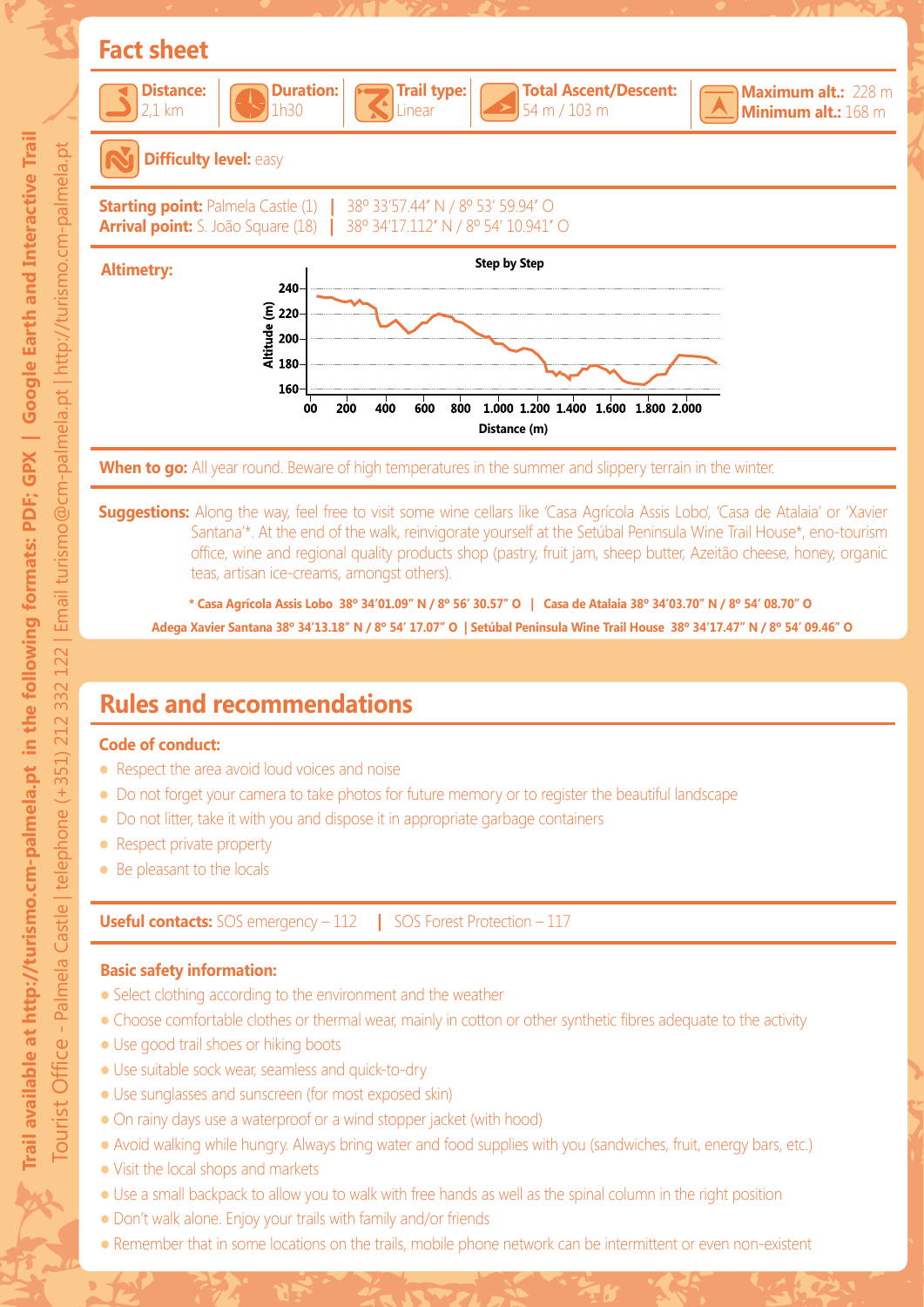## Fact sheet

**Distance:** 2,1 km | **Duration:** 1h30 | **Trail type:** Linear | **Total Ascent/Descent:** 54 m / 103 m | **Maximum alt.:** 228 m **Minimum alt.:** 168 m

**Difficulty level:** easy

**Starting point:** Palmela Castle (1) | 38º 33'57.44" N / 8º 53' 59.94" O
**Arrival point:** S. João Square (18) | 38º 34'17.112" N / 8º 54' 10.941" O

**Altimetry:**

Step by Step

Altitude (m)

240
220
200
180
160

00 200 400 600 800 1.000 1.200 1.400 1.600 1.800 2.000

Distance (m)

**When to go:** All year round. Beware of high temperatures in the summer and slippery terrain in the winter.

**Suggestions:** Along the way, feel free to visit some wine cellars like 'Casa Agrícola Assis Lobo', 'Casa de Atalaia' or 'Xavier Santana'*. At the end of the walk, reinvigorate yourself at the Setúbal Peninsula Wine Trail House*, eno-tourism office, wine and regional quality products shop (pastry, fruit jam, sheep butter, Azeitão cheese, honey, organic teas, artisan ice-creams, amongst others).

**\* Casa Agrícola Assis Lobo 38º 34'01.09" N / 8º 56' 30.57" O | Casa de Atalaia 38º 34'03.70" N / 8º 54' 08.70" O**
**Adega Xavier Santana 38º 34'13.18" N / 8º 54' 17.07" O | Setúbal Peninsula Wine Trail House 38º 34'17.47" N / 8º 54' 09.46" O**

## Rules and recommendations

**Code of conduct:**

- Respect the area avoid loud voices and noise
- Do not forget your camera to take photos for future memory or to register the beautiful landscape
- Do not litter, take it with you and dispose it in appropriate garbage containers
- Respect private property
- Be pleasant to the locals

**Useful contacts:** SOS emergency – 112 | SOS Forest Protection – 117

**Basic safety information:**

- Select clothing according to the environment and the weather
- Choose comfortable clothes or thermal wear, mainly in cotton or other synthetic fibres adequate to the activity
- Use good trail shoes or hiking boots
- Use suitable sock wear, seamless and quick-to-dry
- Use sunglasses and sunscreen (for most exposed skin)
- On rainy days use a waterproof or a wind stopper jacket (with hood)
- Avoid walking while hungry. Always bring water and food supplies with you (sandwiches, fruit, energy bars, etc.)
- Visit the local shops and markets
- Use a small backpack to allow you to walk with free hands as well as the spinal column in the right position
- Don't walk alone. Enjoy your trails with family and/or friends
- Remember that in some locations on the trails, mobile phone network can be intermittent or even non-existent

**Trail available at http://turismo.cm-palmela.pt in the following formats: PDF; GPX | Google Earth and Interactive Trail**

Tourist Office - Palmela Castle | telephone (+351) 212 332 122 | Email turismo@cm-palmela.pt | http://turismo.cm-palmela.pt